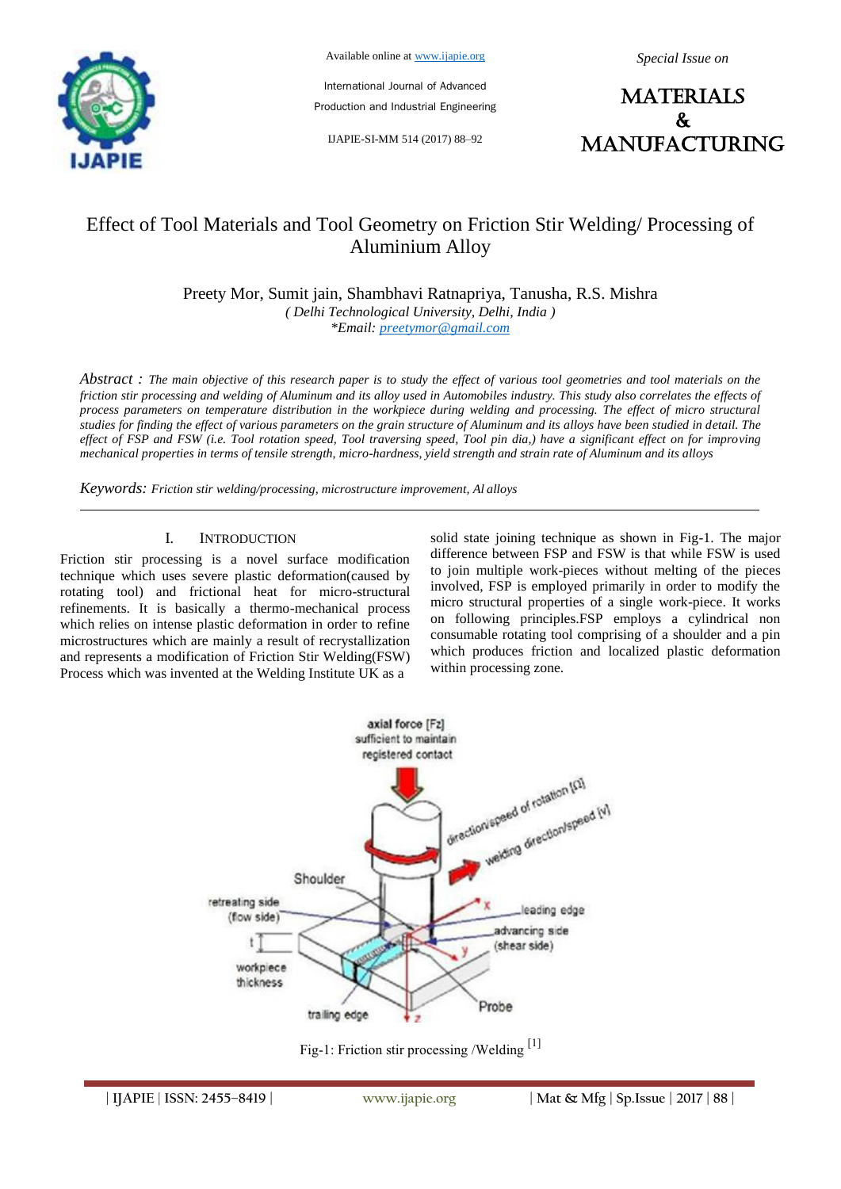# Effect of Tool Materials and Tool Geometry on Friction Stir Welding/ Processing of Aluminium Alloy

Preety Mor, Sumit jain, Shambhavi Ratnapriya, Tanusha, R.S. Mishra

*( Delhi Technological University, Delhi, India )*

*\*Email: preetymor@gmail.com*

*Abstract : The main objective of this research paper is to study the effect of various tool geometries and tool materials on the friction stir processing and welding of Aluminum and its alloy used in Automobiles industry. This study also correlates the effects of process parameters on temperature distribution in the workpiece during welding and processing. The effect of micro structural studies for finding the effect of various parameters on the grain structure of Aluminum and its alloys have been studied in detail. The effect of FSP and FSW (i.e. Tool rotation speed, Tool traversing speed, Tool pin dia,) have a significant effect on for improving mechanical properties in terms of tensile strength, micro-hardness, yield strength and strain rate of Aluminum and its alloys*

*Keywords: Friction stir welding/processing, microstructure improvement, Al alloys*

## I. Introduction

Friction stir processing is a novel surface modification technique which uses severe plastic deformation(caused by rotating tool) and frictional heat for micro-structural refinements. It is basically a thermo-mechanical process which relies on intense plastic deformation in order to refine microstructures which are mainly a result of recrystallization and represents a modification of Friction Stir Welding(FSW) Process which was invented at the Welding Institute UK as a solid state joining technique as shown in Fig-1. The major difference between FSP and FSW is that while FSW is used to join multiple work-pieces without melting of the pieces involved, FSP is employed primarily in order to modify the micro structural properties of a single work-piece. It works on following principles.FSP employs a cylindrical non consumable rotating tool comprising of a shoulder and a pin which produces friction and localized plastic deformation within processing zone.

Fig-1: Friction stir processing /Welding [1]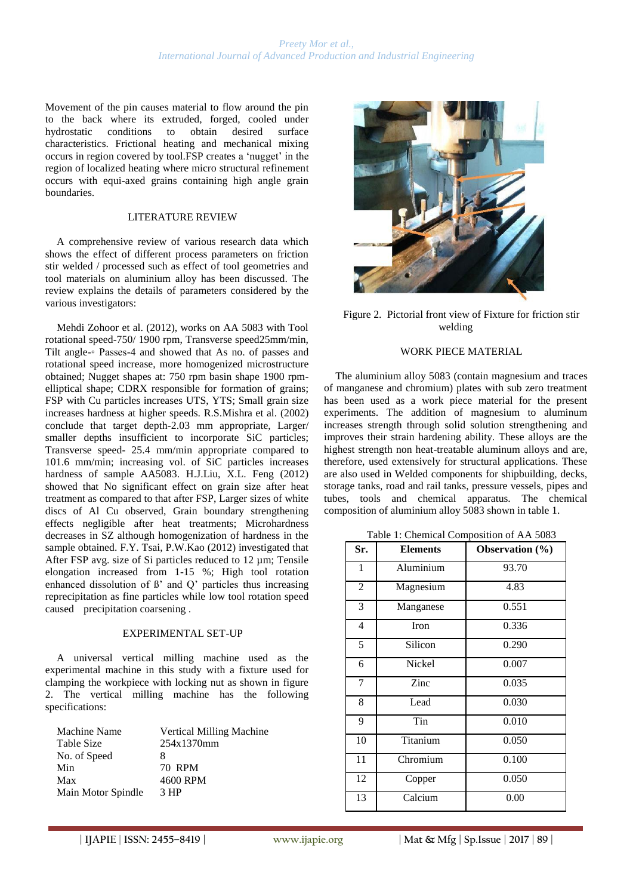Movement of the pin causes material to flow around the pin to the back where its extruded, forged, cooled under hydrostatic conditions to obtain desired surface characteristics. Frictional heating and mechanical mixing occurs in region covered by tool.FSP creates a 'nugget' in the region of localized heating where micro structural refinement occurs with equi-axed grains containing high angle grain boundaries.

## LITERATURE REVIEW

A comprehensive review of various research data which shows the effect of different process parameters on friction stir welded / processed such as effect of tool geometries and tool materials on aluminium alloy has been discussed. The review explains the details of parameters considered by the various investigators:

Mehdi Zohoor et al. (2012), works on AA 5083 with Tool rotational speed-750/ 1900 rpm, Transverse speed25mm/min, Tilt angle-◦ Passes-4 and showed that As no. of passes and rotational speed increase, more homogenized microstructure obtained; Nugget shapes at: 750 rpm basin shape 1900 rpm-elliptical shape; CDRX responsible for formation of grains; FSP with Cu particles increases UTS, YTS; Small grain size increases hardness at higher speeds. R.S.Mishra et al. (2002) conclude that target depth-2.03 mm appropriate, Larger/ smaller depths insufficient to incorporate SiC particles; Transverse speed- 25.4 mm/min appropriate compared to 101.6 mm/min; increasing vol. of SiC particles increases hardness of sample AA5083. H.J.Liu, X.L. Feng (2012) showed that No significant effect on grain size after heat treatment as compared to that after FSP, Larger sizes of white discs of Al Cu observed, Grain boundary strengthening effects negligible after heat treatments; Microhardness decreases in SZ although homogenization of hardness in the sample obtained. F.Y. Tsai, P.W.Kao (2012) investigated that After FSP avg. size of Si particles reduced to 12 µm; Tensile elongation increased from 1-15 %; High tool rotation enhanced dissolution of ß' and Q' particles thus increasing reprecipitation as fine particles while low tool rotation speed caused precipitation coarsening .

## EXPERIMENTAL SET-UP

A universal vertical milling machine used as the experimental machine in this study with a fixture used for clamping the workpiece with locking nut as shown in figure 2. The vertical milling machine has the following specifications:

| | |
|---|---|
| Machine Name | Vertical Milling Machine |
| Table Size | 254x1370mm |
| No. of Speed | 8 |
| Min | 70 RPM |
| Max | 4600 RPM |
| Main Motor Spindle | 3 HP |

Figure 2. Pictorial front view of Fixture for friction stir welding

## WORK PIECE MATERIAL

The aluminium alloy 5083 (contain magnesium and traces of manganese and chromium) plates with sub zero treatment has been used as a work piece material for the present experiments. The addition of magnesium to aluminum increases strength through solid solution strengthening and improves their strain hardening ability. These alloys are the highest strength non heat-treatable aluminum alloys and are, therefore, used extensively for structural applications. These are also used in Welded components for shipbuilding, decks, storage tanks, road and rail tanks, pressure vessels, pipes and tubes, tools and chemical apparatus. The chemical composition of aluminium alloy 5083 shown in table 1.

Table 1: Chemical Composition of AA 5083

| Sr. | Elements | Observation (%) |
|---|---|---|
| 1 | Aluminium | 93.70 |
| 2 | Magnesium | 4.83 |
| 3 | Manganese | 0.551 |
| 4 | Iron | 0.336 |
| 5 | Silicon | 0.290 |
| 6 | Nickel | 0.007 |
| 7 | Zinc | 0.035 |
| 8 | Lead | 0.030 |
| 9 | Tin | 0.010 |
| 10 | Titanium | 0.050 |
| 11 | Chromium | 0.100 |
| 12 | Copper | 0.050 |
| 13 | Calcium | 0.00 |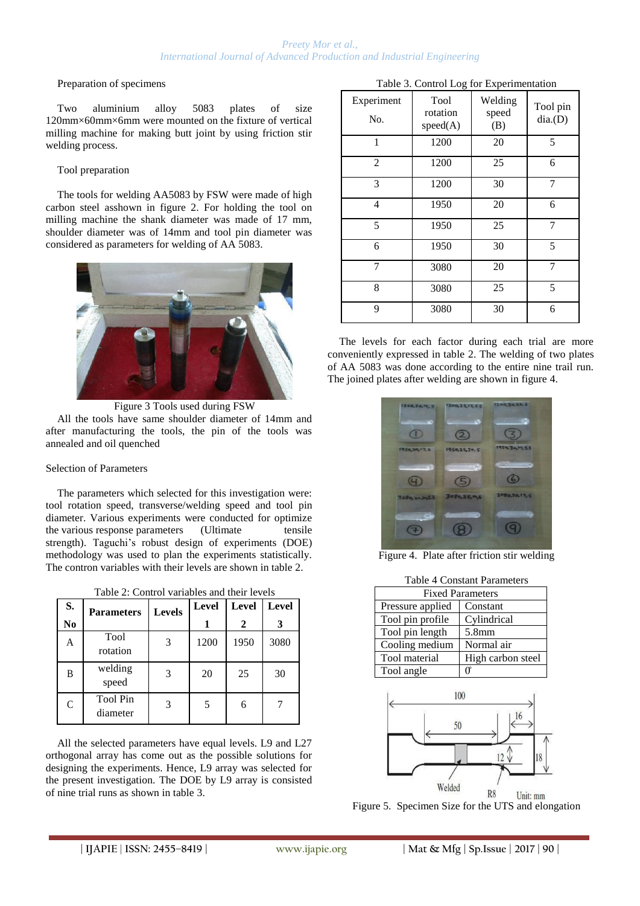### Preparation of specimens

Two aluminium alloy 5083 plates of size 120mm×60mm×6mm were mounted on the fixture of vertical milling machine for making butt joint by using friction stir welding process.

### Tool preparation

The tools for welding AA5083 by FSW were made of high carbon steel asshown in figure 2. For holding the tool on milling machine the shank diameter was made of 17 mm, shoulder diameter was of 14mm and tool pin diameter was considered as parameters for welding of AA 5083.

Figure 3 Tools used during FSW

All the tools have same shoulder diameter of 14mm and after manufacturing the tools, the pin of the tools was annealed and oil quenched

### Selection of Parameters

The parameters which selected for this investigation were: tool rotation speed, transverse/welding speed and tool pin diameter. Various experiments were conducted for optimize the various response parameters (Ultimate tensile strength). Taguchi's robust design of experiments (DOE) methodology was used to plan the experiments statistically. The contron variables with their levels are shown in table 2.

Table 2: Control variables and their levels

| S. No | Parameters | Levels | Level 1 | Level 2 | Level 3 |
|---|---|---|---|---|---|
| A | Tool rotation | 3 | 1200 | 1950 | 3080 |
| B | welding speed | 3 | 20 | 25 | 30 |
| C | Tool Pin diameter | 3 | 5 | 6 | 7 |

All the selected parameters have equal levels. L9 and L27 orthogonal array has come out as the possible solutions for designing the experiments. Hence, L9 array was selected for the present investigation. The DOE by L9 array is consisted of nine trial runs as shown in table 3.

Table 3. Control Log for Experimentation

| Experiment No. | Tool rotation speed(A) | Welding speed (B) | Tool pin dia.(D) |
|---|---|---|---|
| 1 | 1200 | 20 | 5 |
| 2 | 1200 | 25 | 6 |
| 3 | 1200 | 30 | 7 |
| 4 | 1950 | 20 | 6 |
| 5 | 1950 | 25 | 7 |
| 6 | 1950 | 30 | 5 |
| 7 | 3080 | 20 | 7 |
| 8 | 3080 | 25 | 5 |
| 9 | 3080 | 30 | 6 |

The levels for each factor during each trial are more conveniently expressed in table 2. The welding of two plates of AA 5083 was done according to the entire nine trail run. The joined plates after welding are shown in figure 4.

Figure 4. Plate after friction stir welding

Table 4 Constant Parameters

| Fixed Parameters | |
|---|---|
| Pressure applied | Constant |
| Tool pin profile | Cylindrical |
| Tool pin length | 5.8mm |
| Cooling medium | Normal air |
| Tool material | High carbon steel |
| Tool angle | 0° |

Figure 5. Specimen Size for the UTS and elongation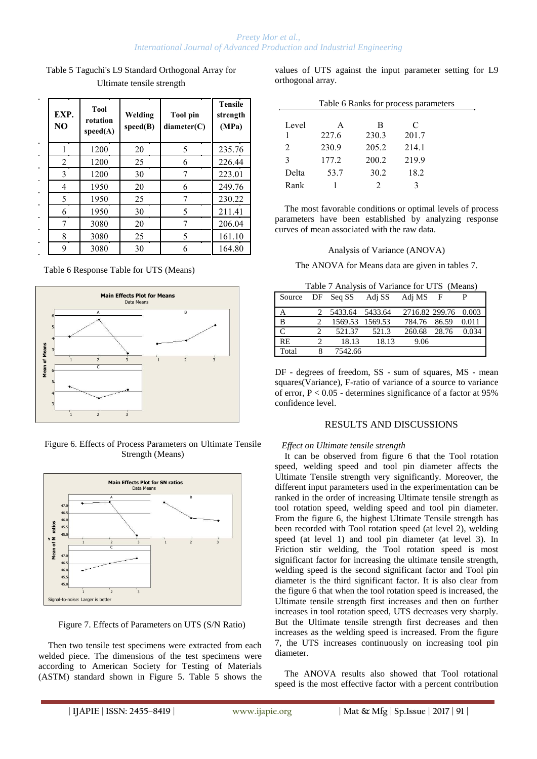Table 5 Taguchi's L9 Standard Orthogonal Array for Ultimate tensile strength

| EXP. NO | Tool rotation speed(A) | Welding speed(B) | Tool pin diameter(C) | Tensile strength (MPa) |
|---|---|---|---|---|
| 1 | 1200 | 20 | 5 | 235.76 |
| 2 | 1200 | 25 | 6 | 226.44 |
| 3 | 1200 | 30 | 7 | 223.01 |
| 4 | 1950 | 20 | 6 | 249.76 |
| 5 | 1950 | 25 | 7 | 230.22 |
| 6 | 1950 | 30 | 5 | 211.41 |
| 7 | 3080 | 20 | 7 | 206.04 |
| 8 | 3080 | 25 | 5 | 161.10 |
| 9 | 3080 | 30 | 6 | 164.80 |

Table 6 Response Table for UTS (Means)

Figure 6. Effects of Process Parameters on Ultimate Tensile Strength (Means)

Figure 7. Effects of Parameters on UTS (S/N Ratio)

Then two tensile test specimens were extracted from each welded piece. The dimensions of the test specimens were according to American Society for Testing of Materials (ASTM) standard shown in Figure 5. Table 5 shows the values of UTS against the input parameter setting for L9 orthogonal array.

Table 6 Ranks for process parameters

| Level | A | B | C |
|---|---|---|---|
| 1 | 227.6 | 230.3 | 201.7 |
| 2 | 230.9 | 205.2 | 214.1 |
| 3 | 177.2 | 200.2 | 219.9 |
| Delta | 53.7 | 30.2 | 18.2 |
| Rank | 1 | 2 | 3 |

The most favorable conditions or optimal levels of process parameters have been established by analyzing response curves of mean associated with the raw data.

Analysis of Variance (ANOVA)

The ANOVA for Means data are given in tables 7.

Table 7 Analysis of Variance for UTS (Means)

| Source | DF | Seq SS | Adj SS | Adj MS | F | P |
|---|---|---|---|---|---|---|
| A | 2 | 5433.64 | 5433.64 | 2716.82 | 299.76 | 0.003 |
| B | 2 | 1569.53 | 1569.53 | 784.76 | 86.59 | 0.011 |
| C | 2 | 521.37 | 521.3 | 260.68 | 28.76 | 0.034 |
| RE | 2 | 18.13 | 18.13 | 9.06 | | |
| Total | 8 | 7542.66 | | | | |

DF - degrees of freedom, SS - sum of squares, MS - mean squares(Variance), F-ratio of variance of a source to variance of error, $P < 0.05$ - determines significance of a factor at 95% confidence level.

## RESULTS AND DISCUSSIONS

*Effect on Ultimate tensile strength*

It can be observed from figure 6 that the Tool rotation speed, welding speed and tool pin diameter affects the Ultimate Tensile strength very significantly. Moreover, the different input parameters used in the experimentation can be ranked in the order of increasing Ultimate tensile strength as tool rotation speed, welding speed and tool pin diameter. From the figure 6, the highest Ultimate Tensile strength has been recorded with Tool rotation speed (at level 2), welding speed (at level 1) and tool pin diameter (at level 3). In Friction stir welding, the Tool rotation speed is most significant factor for increasing the ultimate tensile strength, welding speed is the second significant factor and Tool pin diameter is the third significant factor. It is also clear from the figure 6 that when the tool rotation speed is increased, the Ultimate tensile strength first increases and then on further increases in tool rotation speed, UTS decreases very sharply. But the Ultimate tensile strength first decreases and then increases as the welding speed is increased. From the figure 7, the UTS increases continuously on increasing tool pin diameter.

The ANOVA results also showed that Tool rotational speed is the most effective factor with a percent contribution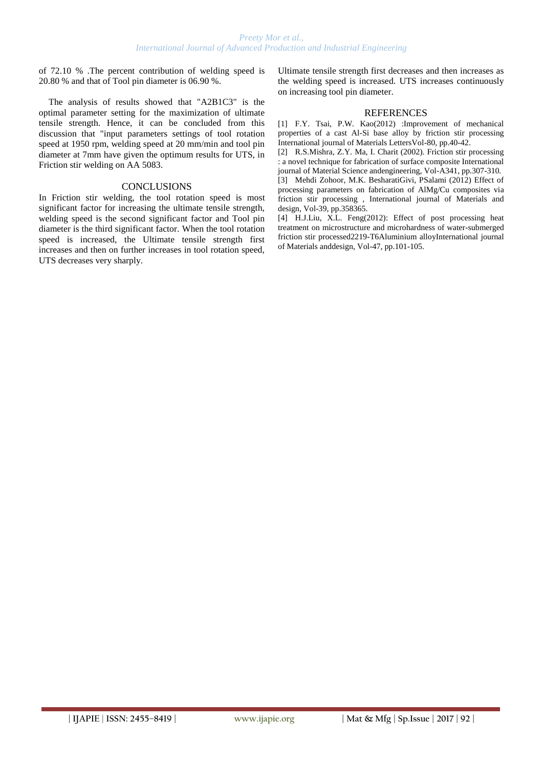of 72.10 % .The percent contribution of welding speed is 20.80 % and that of Tool pin diameter is 06.90 %.

The analysis of results showed that "A2B1C3" is the optimal parameter setting for the maximization of ultimate tensile strength. Hence, it can be concluded from this discussion that "input parameters settings of tool rotation speed at 1950 rpm, welding speed at 20 mm/min and tool pin diameter at 7mm have given the optimum results for UTS, in Friction stir welding on AA 5083.

## CONCLUSIONS

In Friction stir welding, the tool rotation speed is most significant factor for increasing the ultimate tensile strength, welding speed is the second significant factor and Tool pin diameter is the third significant factor. When the tool rotation speed is increased, the Ultimate tensile strength first increases and then on further increases in tool rotation speed, UTS decreases very sharply. Ultimate tensile strength first decreases and then increases as the welding speed is increased. UTS increases continuously on increasing tool pin diameter.

## REFERENCES

[1] F.Y. Tsai, P.W. Kao(2012) :Improvement of mechanical properties of a cast Al-Si base alloy by friction stir processing International journal of Materials LettersVol-80, pp.40-42.

[2] R.S.Mishra, Z.Y. Ma, I. Charit (2002). Friction stir processing : a novel technique for fabrication of surface composite International journal of Material Science andengineering, Vol-A341, pp.307-310.

[3] Mehdi Zohoor, M.K. BesharatiGivi, PSalami (2012) Effect of processing parameters on fabrication of AlMg/Cu composites via friction stir processing , International journal of Materials and design, Vol-39, pp.358365.

[4] H.J.Liu, X.L. Feng(2012): Effect of post processing heat treatment on microstructure and microhardness of water-submerged friction stir processed2219-T6Aluminium alloyInternational journal of Materials anddesign, Vol-47, pp.101-105.